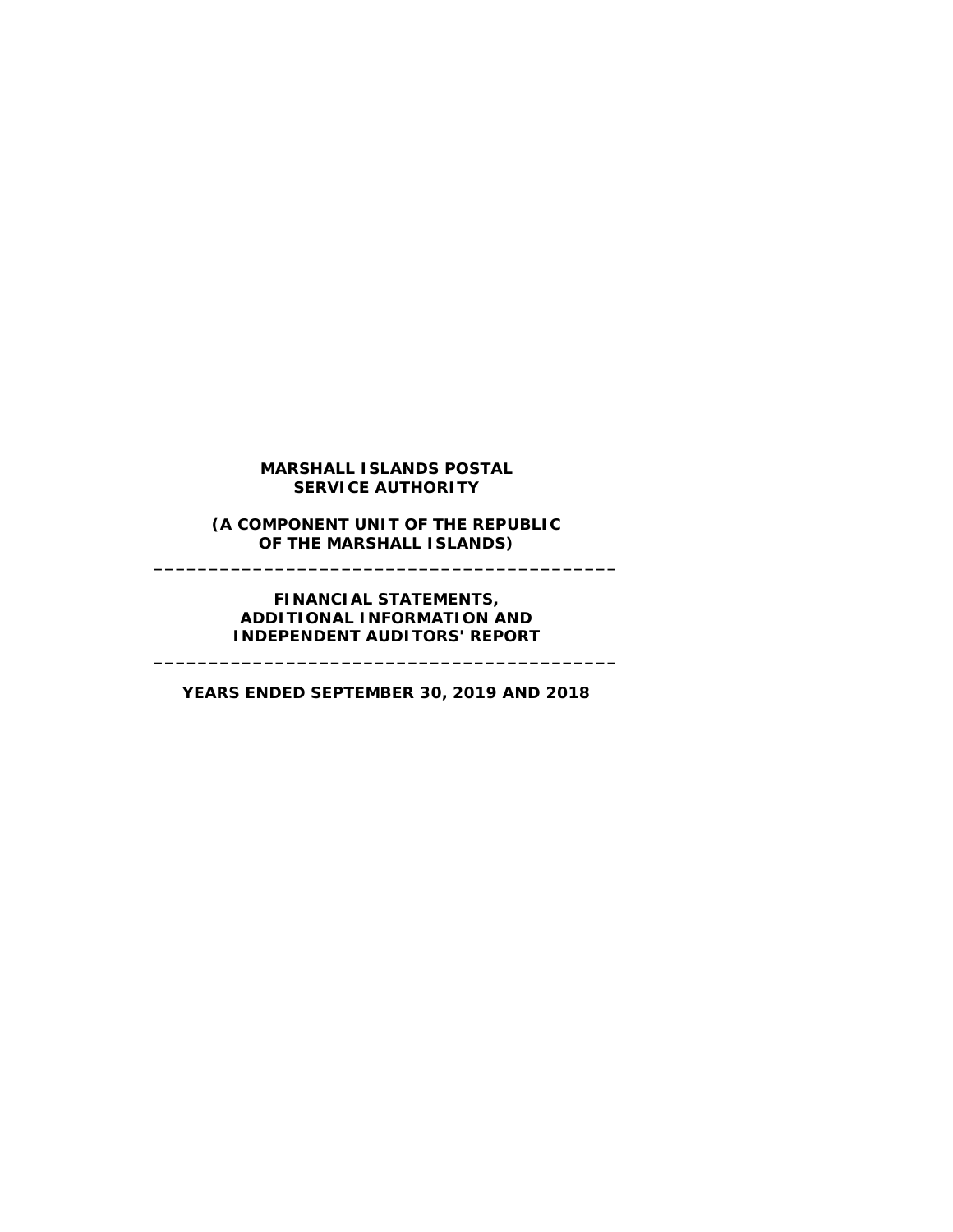**MARSHALL ISLANDS POSTAL SERVICE AUTHORITY**

**(A COMPONENT UNIT OF THE REPUBLIC OF THE MARSHALL ISLANDS)**

---

**FINANCIAL STATEMENTS, ADDITIONAL INFORMATION AND INDEPENDENT AUDITORS' REPORT**

---

**YEARS ENDED SEPTEMBER 30, 2019 AND 2018**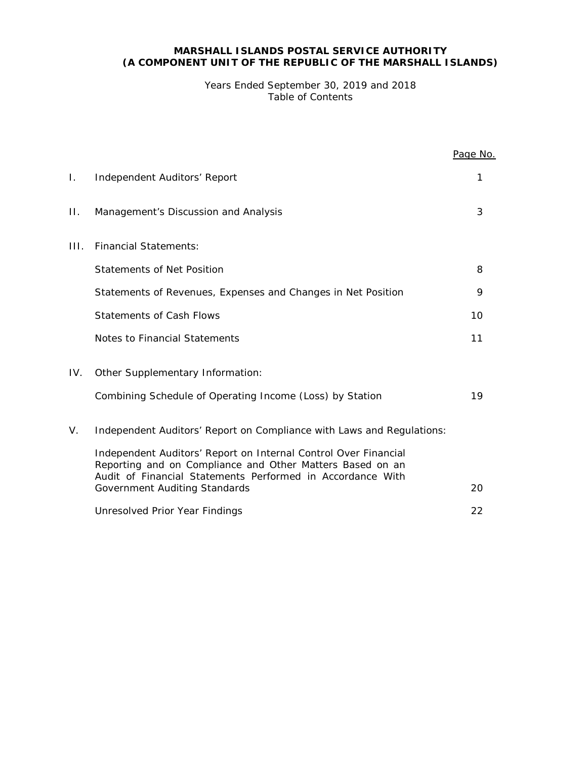**MARSHALL ISLANDS POSTAL SERVICE AUTHORITY**
**(A COMPONENT UNIT OF THE REPUBLIC OF THE MARSHALL ISLANDS)**

Years Ended September 30, 2019 and 2018
Table of Contents

| | | Page No. |
|---|---|---|
| I. | Independent Auditors' Report | 1 |
| II. | Management's Discussion and Analysis | 3 |
| III. | Financial Statements: | |
| | Statements of Net Position | 8 |
| | Statements of Revenues, Expenses and Changes in Net Position | 9 |
| | Statements of Cash Flows | 10 |
| | Notes to Financial Statements | 11 |
| IV. | Other Supplementary Information: | |
| | Combining Schedule of Operating Income (Loss) by Station | 19 |
| V. | Independent Auditors' Report on Compliance with Laws and Regulations: | |
| | Independent Auditors' Report on Internal Control Over Financial Reporting and on Compliance and Other Matters Based on an Audit of Financial Statements Performed in Accordance With Government Auditing Standards | 20 |
| | Unresolved Prior Year Findings | 22 |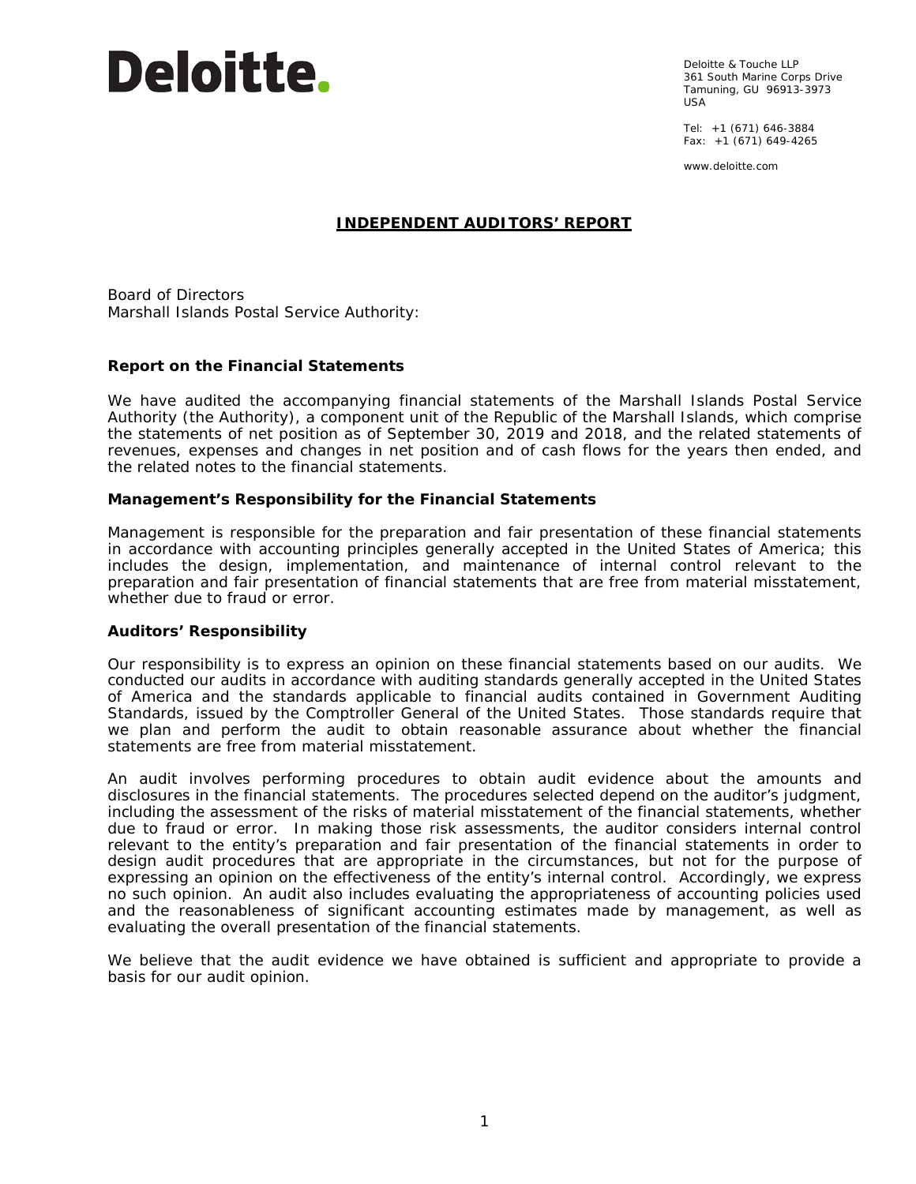Deloitte.

Deloitte & Touche LLP
361 South Marine Corps Drive
Tamuning, GU 96913-3973
USA

Tel: +1 (671) 646-3884
Fax: +1 (671) 649-4265

www.deloitte.com

## INDEPENDENT AUDITORS' REPORT

Board of Directors
Marshall Islands Postal Service Authority:

### Report on the Financial Statements

We have audited the accompanying financial statements of the Marshall Islands Postal Service Authority (the Authority), a component unit of the Republic of the Marshall Islands, which comprise the statements of net position as of September 30, 2019 and 2018, and the related statements of revenues, expenses and changes in net position and of cash flows for the years then ended, and the related notes to the financial statements.

### Management's Responsibility for the Financial Statements

Management is responsible for the preparation and fair presentation of these financial statements in accordance with accounting principles generally accepted in the United States of America; this includes the design, implementation, and maintenance of internal control relevant to the preparation and fair presentation of financial statements that are free from material misstatement, whether due to fraud or error.

### Auditors' Responsibility

Our responsibility is to express an opinion on these financial statements based on our audits. We conducted our audits in accordance with auditing standards generally accepted in the United States of America and the standards applicable to financial audits contained in Government Auditing Standards, issued by the Comptroller General of the United States. Those standards require that we plan and perform the audit to obtain reasonable assurance about whether the financial statements are free from material misstatement.

An audit involves performing procedures to obtain audit evidence about the amounts and disclosures in the financial statements. The procedures selected depend on the auditor's judgment, including the assessment of the risks of material misstatement of the financial statements, whether due to fraud or error. In making those risk assessments, the auditor considers internal control relevant to the entity's preparation and fair presentation of the financial statements in order to design audit procedures that are appropriate in the circumstances, but not for the purpose of expressing an opinion on the effectiveness of the entity's internal control. Accordingly, we express no such opinion. An audit also includes evaluating the appropriateness of accounting policies used and the reasonableness of significant accounting estimates made by management, as well as evaluating the overall presentation of the financial statements.

We believe that the audit evidence we have obtained is sufficient and appropriate to provide a basis for our audit opinion.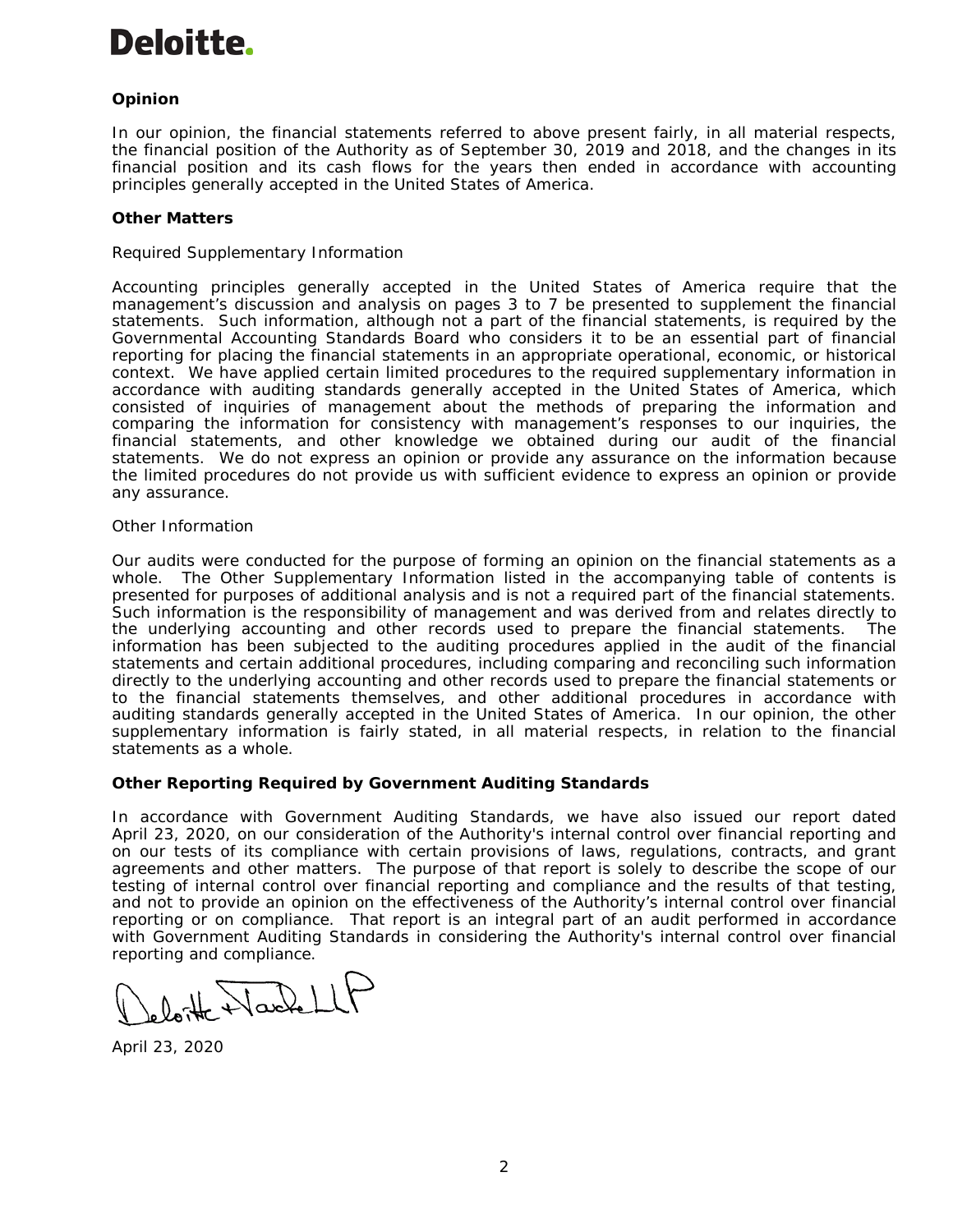**Deloitte.**

## Opinion

In our opinion, the financial statements referred to above present fairly, in all material respects, the financial position of the Authority as of September 30, 2019 and 2018, and the changes in its financial position and its cash flows for the years then ended in accordance with accounting principles generally accepted in the United States of America.

## Other Matters

Required Supplementary Information

Accounting principles generally accepted in the United States of America require that the management's discussion and analysis on pages 3 to 7 be presented to supplement the financial statements. Such information, although not a part of the financial statements, is required by the Governmental Accounting Standards Board who considers it to be an essential part of financial reporting for placing the financial statements in an appropriate operational, economic, or historical context. We have applied certain limited procedures to the required supplementary information in accordance with auditing standards generally accepted in the United States of America, which consisted of inquiries of management about the methods of preparing the information and comparing the information for consistency with management's responses to our inquiries, the financial statements, and other knowledge we obtained during our audit of the financial statements. We do not express an opinion or provide any assurance on the information because the limited procedures do not provide us with sufficient evidence to express an opinion or provide any assurance.

Other Information

Our audits were conducted for the purpose of forming an opinion on the financial statements as a whole. The Other Supplementary Information listed in the accompanying table of contents is presented for purposes of additional analysis and is not a required part of the financial statements. Such information is the responsibility of management and was derived from and relates directly to the underlying accounting and other records used to prepare the financial statements. The information has been subjected to the auditing procedures applied in the audit of the financial statements and certain additional procedures, including comparing and reconciling such information directly to the underlying accounting and other records used to prepare the financial statements or to the financial statements themselves, and other additional procedures in accordance with auditing standards generally accepted in the United States of America. In our opinion, the other supplementary information is fairly stated, in all material respects, in relation to the financial statements as a whole.

## Other Reporting Required by Government Auditing Standards

In accordance with Government Auditing Standards, we have also issued our report dated April 23, 2020, on our consideration of the Authority's internal control over financial reporting and on our tests of its compliance with certain provisions of laws, regulations, contracts, and grant agreements and other matters. The purpose of that report is solely to describe the scope of our testing of internal control over financial reporting and compliance and the results of that testing, and not to provide an opinion on the effectiveness of the Authority's internal control over financial reporting or on compliance. That report is an integral part of an audit performed in accordance with Government Auditing Standards in considering the Authority's internal control over financial reporting and compliance.

Deloitte & Touche LLP

April 23, 2020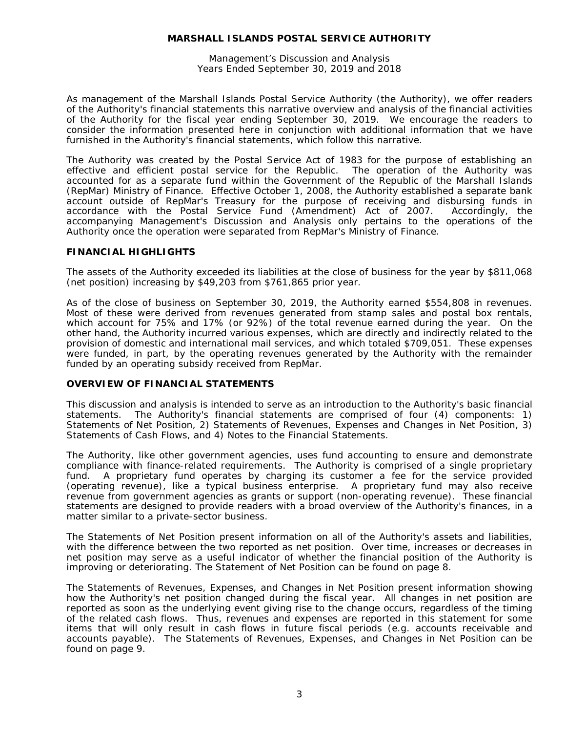# MARSHALL ISLANDS POSTAL SERVICE AUTHORITY

Management's Discussion and Analysis
Years Ended September 30, 2019 and 2018

As management of the Marshall Islands Postal Service Authority (the Authority), we offer readers of the Authority's financial statements this narrative overview and analysis of the financial activities of the Authority for the fiscal year ending September 30, 2019. We encourage the readers to consider the information presented here in conjunction with additional information that we have furnished in the Authority's financial statements, which follow this narrative.

The Authority was created by the Postal Service Act of 1983 for the purpose of establishing an effective and efficient postal service for the Republic. The operation of the Authority was accounted for as a separate fund within the Government of the Republic of the Marshall Islands (RepMar) Ministry of Finance. Effective October 1, 2008, the Authority established a separate bank account outside of RepMar's Treasury for the purpose of receiving and disbursing funds in accordance with the Postal Service Fund (Amendment) Act of 2007. Accordingly, the accompanying Management's Discussion and Analysis only pertains to the operations of the Authority once the operation were separated from RepMar's Ministry of Finance.

## FINANCIAL HIGHLIGHTS

The assets of the Authority exceeded its liabilities at the close of business for the year by $811,068 (net position) increasing by $49,203 from $761,865 prior year.

As of the close of business on September 30, 2019, the Authority earned $554,808 in revenues. Most of these were derived from revenues generated from stamp sales and postal box rentals, which account for 75% and 17% (or 92%) of the total revenue earned during the year. On the other hand, the Authority incurred various expenses, which are directly and indirectly related to the provision of domestic and international mail services, and which totaled $709,051. These expenses were funded, in part, by the operating revenues generated by the Authority with the remainder funded by an operating subsidy received from RepMar.

## OVERVIEW OF FINANCIAL STATEMENTS

This discussion and analysis is intended to serve as an introduction to the Authority's basic financial statements. The Authority's financial statements are comprised of four (4) components: 1) Statements of Net Position, 2) Statements of Revenues, Expenses and Changes in Net Position, 3) Statements of Cash Flows, and 4) Notes to the Financial Statements.

The Authority, like other government agencies, uses fund accounting to ensure and demonstrate compliance with finance-related requirements. The Authority is comprised of a single proprietary fund. A proprietary fund operates by charging its customer a fee for the service provided (operating revenue), like a typical business enterprise. A proprietary fund may also receive revenue from government agencies as grants or support (non-operating revenue). These financial statements are designed to provide readers with a broad overview of the Authority's finances, in a matter similar to a private-sector business.

The Statements of Net Position present information on all of the Authority's assets and liabilities, with the difference between the two reported as net position. Over time, increases or decreases in net position may serve as a useful indicator of whether the financial position of the Authority is improving or deteriorating. The Statement of Net Position can be found on page 8.

The Statements of Revenues, Expenses, and Changes in Net Position present information showing how the Authority's net position changed during the fiscal year. All changes in net position are reported as soon as the underlying event giving rise to the change occurs, regardless of the timing of the related cash flows. Thus, revenues and expenses are reported in this statement for some items that will only result in cash flows in future fiscal periods (e.g. accounts receivable and accounts payable). The Statements of Revenues, Expenses, and Changes in Net Position can be found on page 9.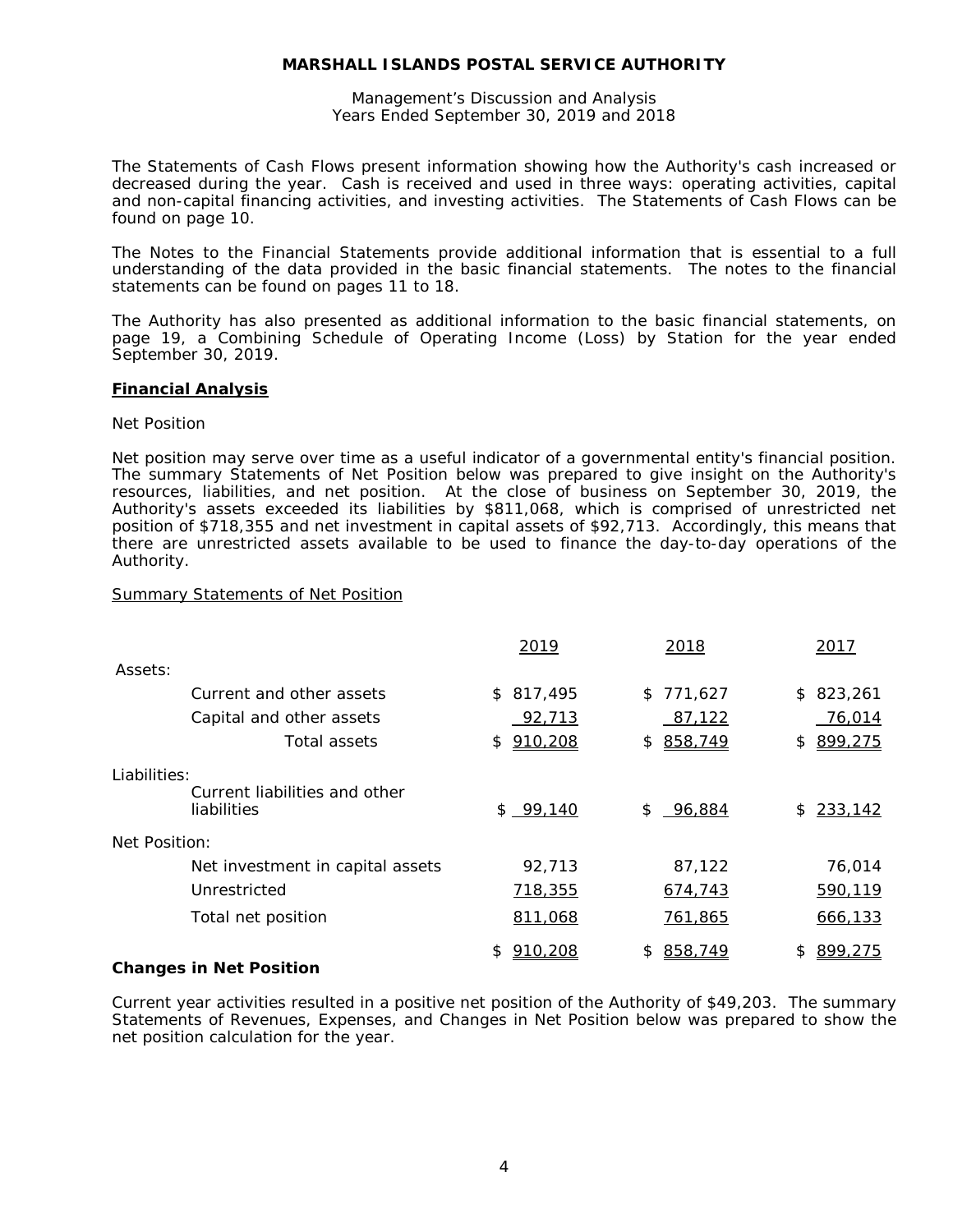The Statements of Cash Flows present information showing how the Authority's cash increased or decreased during the year. Cash is received and used in three ways: operating activities, capital and non-capital financing activities, and investing activities. The Statements of Cash Flows can be found on page 10.

The Notes to the Financial Statements provide additional information that is essential to a full understanding of the data provided in the basic financial statements. The notes to the financial statements can be found on pages 11 to 18.

The Authority has also presented as additional information to the basic financial statements, on page 19, a Combining Schedule of Operating Income (Loss) by Station for the year ended September 30, 2019.

## Financial Analysis

Net Position

Net position may serve over time as a useful indicator of a governmental entity's financial position. The summary Statements of Net Position below was prepared to give insight on the Authority's resources, liabilities, and net position. At the close of business on September 30, 2019, the Authority's assets exceeded its liabilities by $811,068, which is comprised of unrestricted net position of $718,355 and net investment in capital assets of $92,713. Accordingly, this means that there are unrestricted assets available to be used to finance the day-to-day operations of the Authority.

Summary Statements of Net Position

| | 2019 | 2018 | 2017 |
|---|---|---|---|
| Assets: | | | |
| Current and other assets | $ 817,495 | $ 771,627 | $ 823,261 |
| Capital and other assets | 92,713 | 87,122 | 76,014 |
| Total assets | $ 910,208 | $ 858,749 | $ 899,275 |
| Liabilities: | | | |
| Current liabilities and other liabilities | $ 99,140 | $ 96,884 | $ 233,142 |
| Net Position: | | | |
| Net investment in capital assets | 92,713 | 87,122 | 76,014 |
| Unrestricted | 718,355 | 674,743 | 590,119 |
| Total net position | 811,068 | 761,865 | 666,133 |
| | $ 910,208 | $ 858,749 | $ 899,275 |

## Changes in Net Position

Current year activities resulted in a positive net position of the Authority of $49,203. The summary Statements of Revenues, Expenses, and Changes in Net Position below was prepared to show the net position calculation for the year.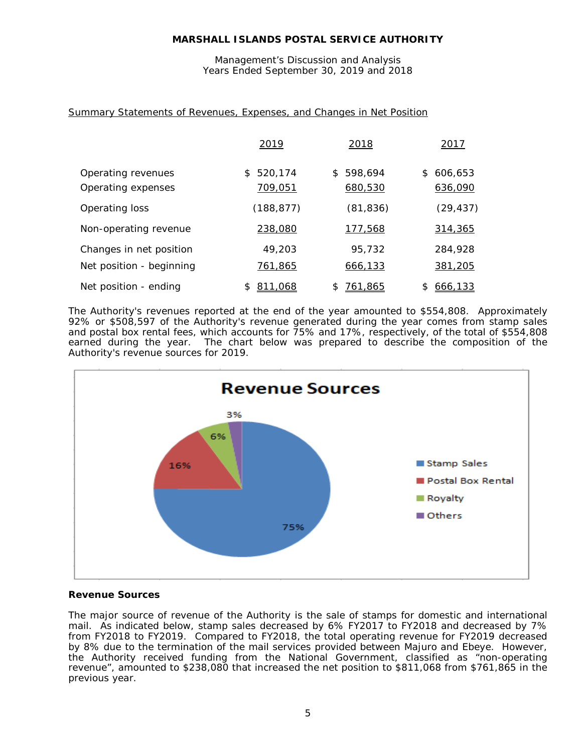**MARSHALL ISLANDS POSTAL SERVICE AUTHORITY**

Management's Discussion and Analysis
Years Ended September 30, 2019 and 2018

Summary Statements of Revenues, Expenses, and Changes in Net Position

| | 2019 | 2018 | 2017 |
|---|---|---|---|
| Operating revenues | $ 520,174 | $ 598,694 | $ 606,653 |
| Operating expenses | 709,051 | 680,530 | 636,090 |
| Operating loss | (188,877) | (81,836) | (29,437) |
| Non-operating revenue | 238,080 | 177,568 | 314,365 |
| Changes in net position | 49,203 | 95,732 | 284,928 |
| Net position - beginning | 761,865 | 666,133 | 381,205 |
| Net position - ending | $ 811,068 | $ 761,865 | $ 666,133 |

The Authority's revenues reported at the end of the year amounted to $554,808. Approximately 92% or $508,597 of the Authority's revenue generated during the year comes from stamp sales and postal box rental fees, which accounts for 75% and 17%, respectively, of the total of $554,808 earned during the year. The chart below was prepared to describe the composition of the Authority's revenue sources for 2019.

**Revenue Sources**

| Source | Percentage |
|---|---|
| Stamp Sales | 75% |
| Postal Box Rental | 16% |
| Royalty | 6% |
| Others | 3% |

**Revenue Sources**

The major source of revenue of the Authority is the sale of stamps for domestic and international mail. As indicated below, stamp sales decreased by 6% FY2017 to FY2018 and decreased by 7% from FY2018 to FY2019. Compared to FY2018, the total operating revenue for FY2019 decreased by 8% due to the termination of the mail services provided between Majuro and Ebeye. However, the Authority received funding from the National Government, classified as "non-operating revenue", amounted to $238,080 that increased the net position to $811,068 from $761,865 in the previous year.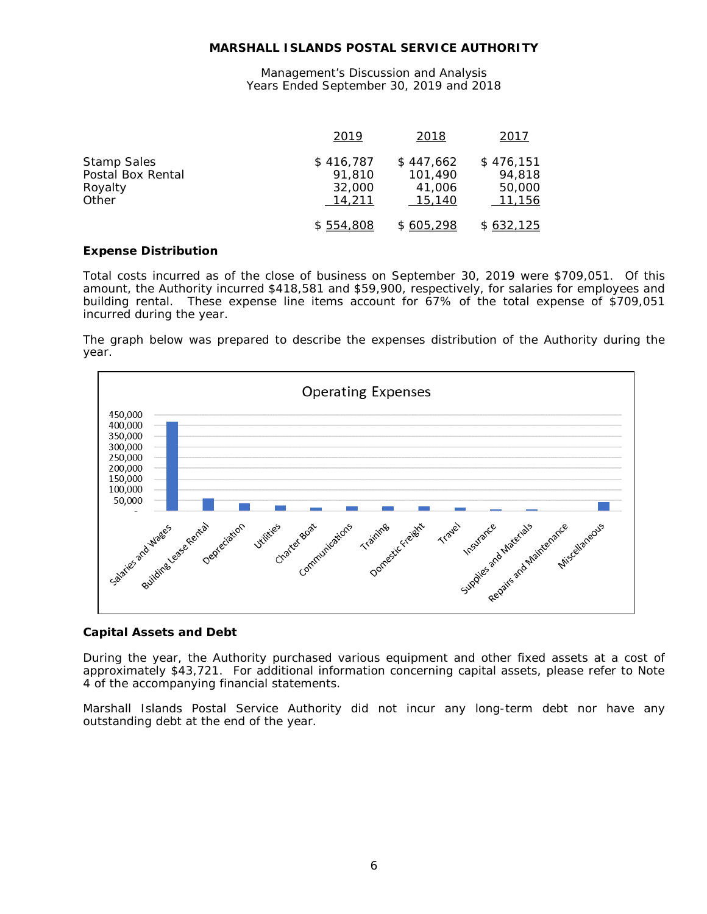| | 2019 | 2018 | 2017 |
|---|---|---|---|
| Stamp Sales | $ 416,787 | $ 447,662 | $ 476,151 |
| Postal Box Rental | 91,810 | 101,490 | 94,818 |
| Royalty | 32,000 | 41,006 | 50,000 |
| Other | 14,211 | 15,140 | 11,156 |
| | $ 554,808 | $ 605,298 | $ 632,125 |

**Expense Distribution**

Total costs incurred as of the close of business on September 30, 2019 were $709,051. Of this amount, the Authority incurred $418,581 and $59,900, respectively, for salaries for employees and building rental. These expense line items account for 67% of the total expense of $709,051 incurred during the year.

The graph below was prepared to describe the expenses distribution of the Authority during the year.

Operating Expenses

Salaries and Wages, Building Lease Rental, Depreciation, Utilities, Charter Boat, Communications, Training, Domestic Freight, Travel, Insurance, Supplies and Materials, Repairs and Maintenance, Miscellaneous

**Capital Assets and Debt**

During the year, the Authority purchased various equipment and other fixed assets at a cost of approximately $43,721. For additional information concerning capital assets, please refer to Note 4 of the accompanying financial statements.

Marshall Islands Postal Service Authority did not incur any long-term debt nor have any outstanding debt at the end of the year.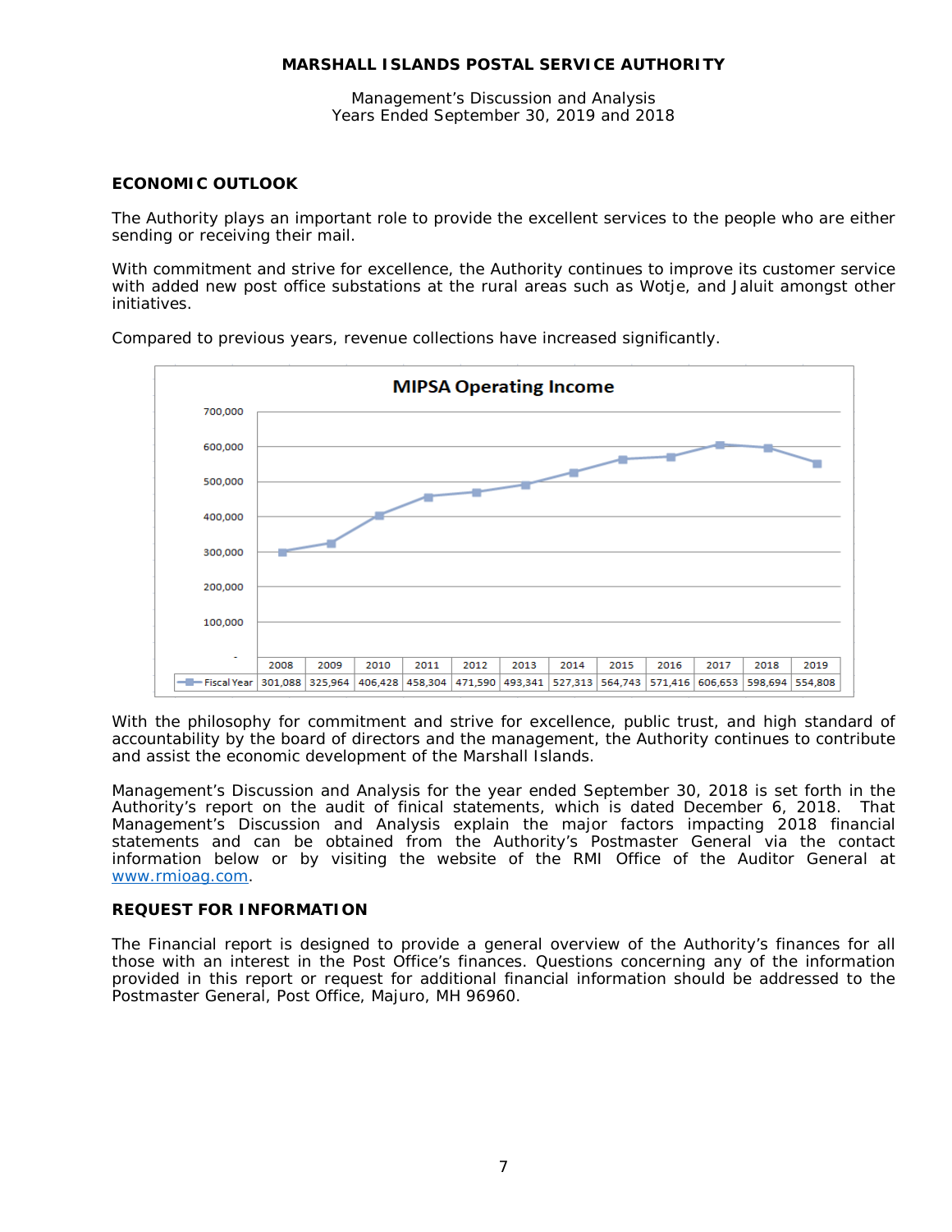## ECONOMIC OUTLOOK

The Authority plays an important role to provide the excellent services to the people who are either sending or receiving their mail.

With commitment and strive for excellence, the Authority continues to improve its customer service with added new post office substations at the rural areas such as Wotje, and Jaluit amongst other initiatives.

Compared to previous years, revenue collections have increased significantly.

**MIPSA Operating Income**

| | 2008 | 2009 | 2010 | 2011 | 2012 | 2013 | 2014 | 2015 | 2016 | 2017 | 2018 | 2019 |
|---|---|---|---|---|---|---|---|---|---|---|---|---|
| Fiscal Year | 301,088 | 325,964 | 406,428 | 458,304 | 471,590 | 493,341 | 527,313 | 564,743 | 571,416 | 606,653 | 598,694 | 554,808 |

With the philosophy for commitment and strive for excellence, public trust, and high standard of accountability by the board of directors and the management, the Authority continues to contribute and assist the economic development of the Marshall Islands.

Management's Discussion and Analysis for the year ended September 30, 2018 is set forth in the Authority's report on the audit of finical statements, which is dated December 6, 2018. That Management's Discussion and Analysis explain the major factors impacting 2018 financial statements and can be obtained from the Authority's Postmaster General via the contact information below or by visiting the website of the RMI Office of the Auditor General at www.rmioag.com.

## REQUEST FOR INFORMATION

The Financial report is designed to provide a general overview of the Authority's finances for all those with an interest in the Post Office's finances. Questions concerning any of the information provided in this report or request for additional financial information should be addressed to the Postmaster General, Post Office, Majuro, MH 96960.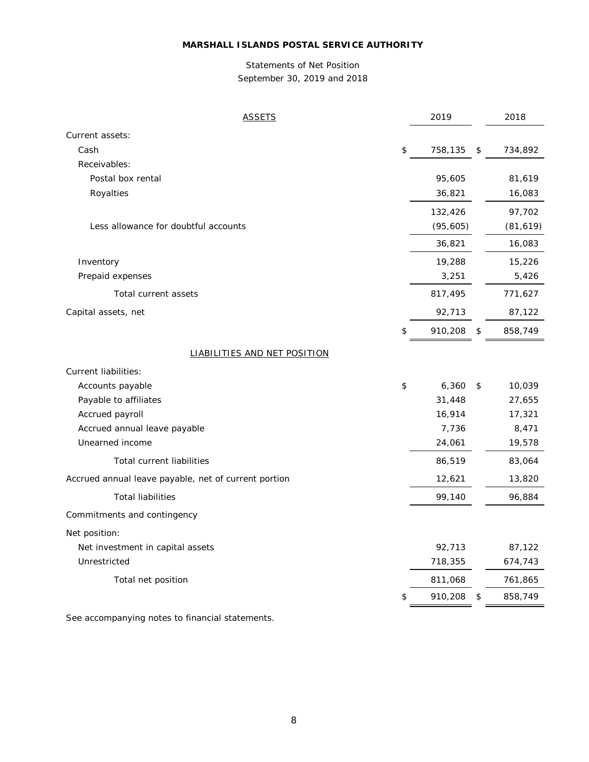**MARSHALL ISLANDS POSTAL SERVICE AUTHORITY**

Statements of Net Position
September 30, 2019 and 2018

| ASSETS | 2019 | 2018 |
|---|---|---|
| Current assets: | | |
| Cash | $ 758,135 | $ 734,892 |
| Receivables: | | |
| Postal box rental | 95,605 | 81,619 |
| Royalties | 36,821 | 16,083 |
| | 132,426 | 97,702 |
| Less allowance for doubtful accounts | (95,605) | (81,619) |
| | 36,821 | 16,083 |
| Inventory | 19,288 | 15,226 |
| Prepaid expenses | 3,251 | 5,426 |
| Total current assets | 817,495 | 771,627 |
| Capital assets, net | 92,713 | 87,122 |
| | $ 910,208 | $ 858,749 |
| **LIABILITIES AND NET POSITION** | | |
| Current liabilities: | | |
| Accounts payable | $ 6,360 | $ 10,039 |
| Payable to affiliates | 31,448 | 27,655 |
| Accrued payroll | 16,914 | 17,321 |
| Accrued annual leave payable | 7,736 | 8,471 |
| Unearned income | 24,061 | 19,578 |
| Total current liabilities | 86,519 | 83,064 |
| Accrued annual leave payable, net of current portion | 12,621 | 13,820 |
| Total liabilities | 99,140 | 96,884 |
| Commitments and contingency | | |
| Net position: | | |
| Net investment in capital assets | 92,713 | 87,122 |
| Unrestricted | 718,355 | 674,743 |
| Total net position | 811,068 | 761,865 |
| | $ 910,208 | $ 858,749 |

See accompanying notes to financial statements.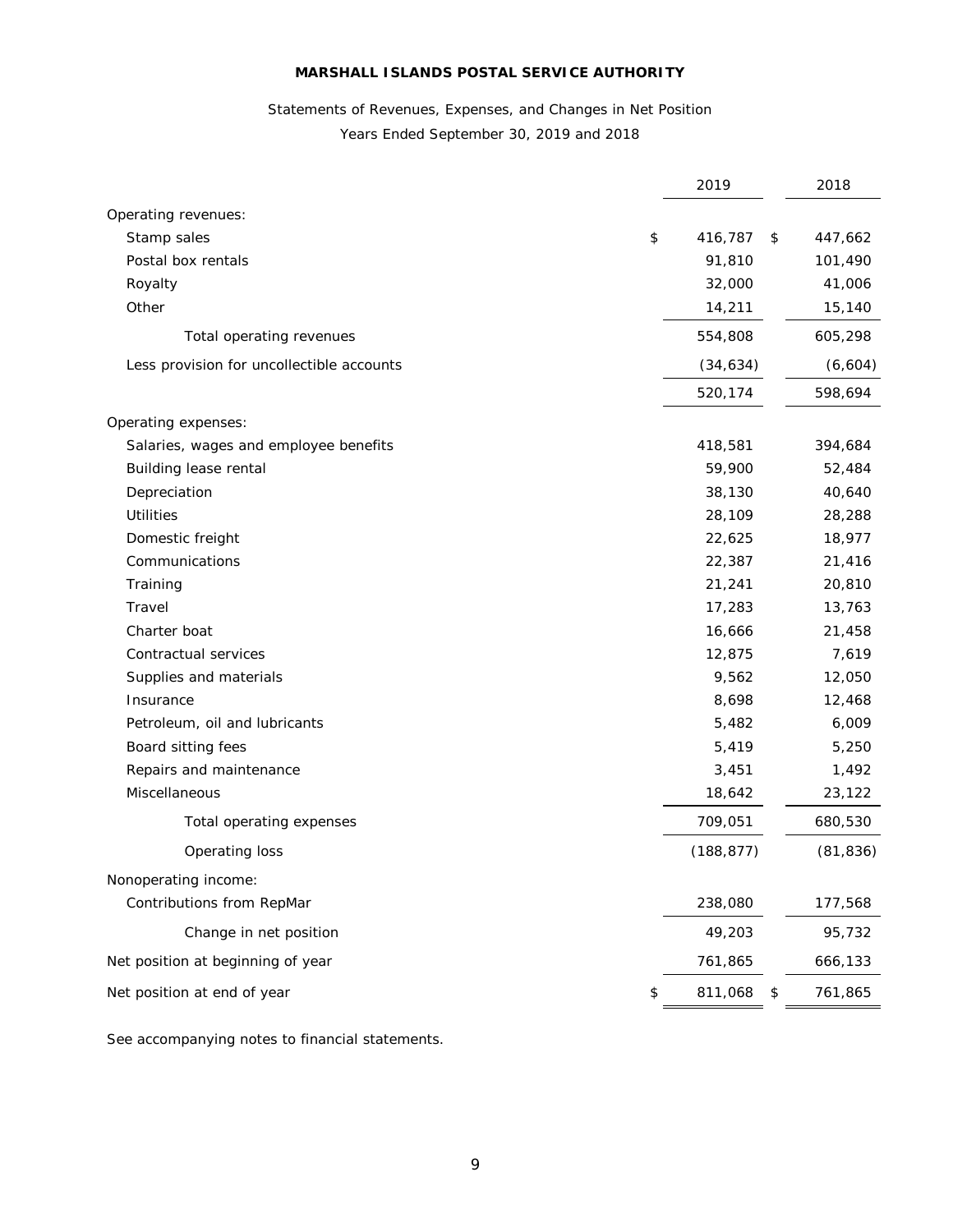# MARSHALL ISLANDS POSTAL SERVICE AUTHORITY

Statements of Revenues, Expenses, and Changes in Net Position

Years Ended September 30, 2019 and 2018

| | 2019 | 2018 |
|---|---|---|
| Operating revenues: | | |
| Stamp sales | $ 416,787 | $ 447,662 |
| Postal box rentals | 91,810 | 101,490 |
| Royalty | 32,000 | 41,006 |
| Other | 14,211 | 15,140 |
| Total operating revenues | 554,808 | 605,298 |
| Less provision for uncollectible accounts | (34,634) | (6,604) |
| | 520,174 | 598,694 |
| Operating expenses: | | |
| Salaries, wages and employee benefits | 418,581 | 394,684 |
| Building lease rental | 59,900 | 52,484 |
| Depreciation | 38,130 | 40,640 |
| Utilities | 28,109 | 28,288 |
| Domestic freight | 22,625 | 18,977 |
| Communications | 22,387 | 21,416 |
| Training | 21,241 | 20,810 |
| Travel | 17,283 | 13,763 |
| Charter boat | 16,666 | 21,458 |
| Contractual services | 12,875 | 7,619 |
| Supplies and materials | 9,562 | 12,050 |
| Insurance | 8,698 | 12,468 |
| Petroleum, oil and lubricants | 5,482 | 6,009 |
| Board sitting fees | 5,419 | 5,250 |
| Repairs and maintenance | 3,451 | 1,492 |
| Miscellaneous | 18,642 | 23,122 |
| Total operating expenses | 709,051 | 680,530 |
| Operating loss | (188,877) | (81,836) |
| Nonoperating income: | | |
| Contributions from RepMar | 238,080 | 177,568 |
| Change in net position | 49,203 | 95,732 |
| Net position at beginning of year | 761,865 | 666,133 |
| Net position at end of year | $ 811,068 | $ 761,865 |

See accompanying notes to financial statements.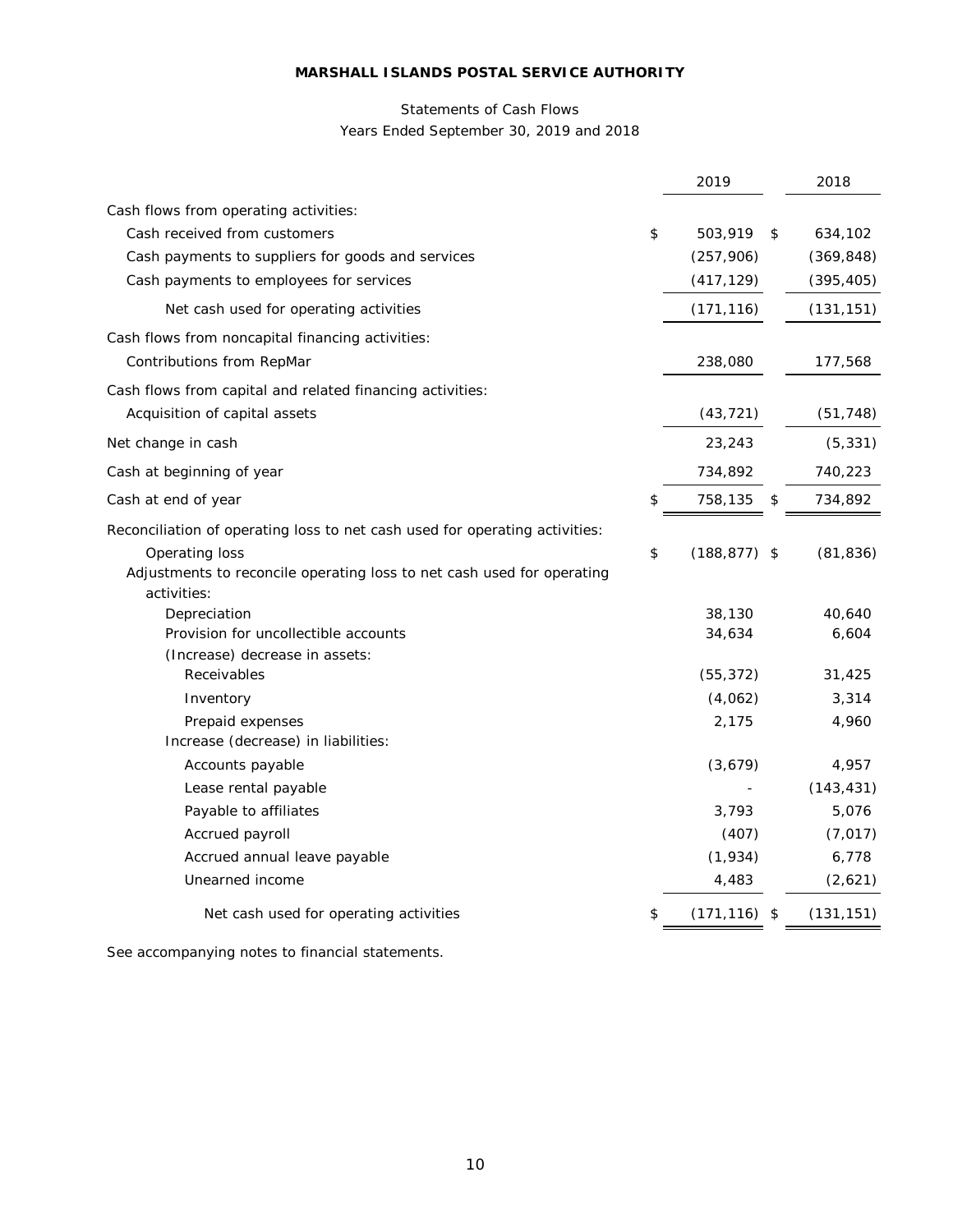**MARSHALL ISLANDS POSTAL SERVICE AUTHORITY**

Statements of Cash Flows
Years Ended September 30, 2019 and 2018

| | 2019 | 2018 |
|---|---|---|
| Cash flows from operating activities: | | |
| Cash received from customers | $ 503,919 | $ 634,102 |
| Cash payments to suppliers for goods and services | (257,906) | (369,848) |
| Cash payments to employees for services | (417,129) | (395,405) |
| Net cash used for operating activities | (171,116) | (131,151) |
| Cash flows from noncapital financing activities: | | |
| Contributions from RepMar | 238,080 | 177,568 |
| Cash flows from capital and related financing activities: | | |
| Acquisition of capital assets | (43,721) | (51,748) |
| Net change in cash | 23,243 | (5,331) |
| Cash at beginning of year | 734,892 | 740,223 |
| Cash at end of year | $ 758,135 | $ 734,892 |
| Reconciliation of operating loss to net cash used for operating activities: | | |
| Operating loss | $ (188,877) | $ (81,836) |
| Adjustments to reconcile operating loss to net cash used for operating activities: | | |
| Depreciation | 38,130 | 40,640 |
| Provision for uncollectible accounts | 34,634 | 6,604 |
| (Increase) decrease in assets: | | |
| Receivables | (55,372) | 31,425 |
| Inventory | (4,062) | 3,314 |
| Prepaid expenses | 2,175 | 4,960 |
| Increase (decrease) in liabilities: | | |
| Accounts payable | (3,679) | 4,957 |
| Lease rental payable | - | (143,431) |
| Payable to affiliates | 3,793 | 5,076 |
| Accrued payroll | (407) | (7,017) |
| Accrued annual leave payable | (1,934) | 6,778 |
| Unearned income | 4,483 | (2,621) |
| Net cash used for operating activities | $ (171,116) | $ (131,151) |

See accompanying notes to financial statements.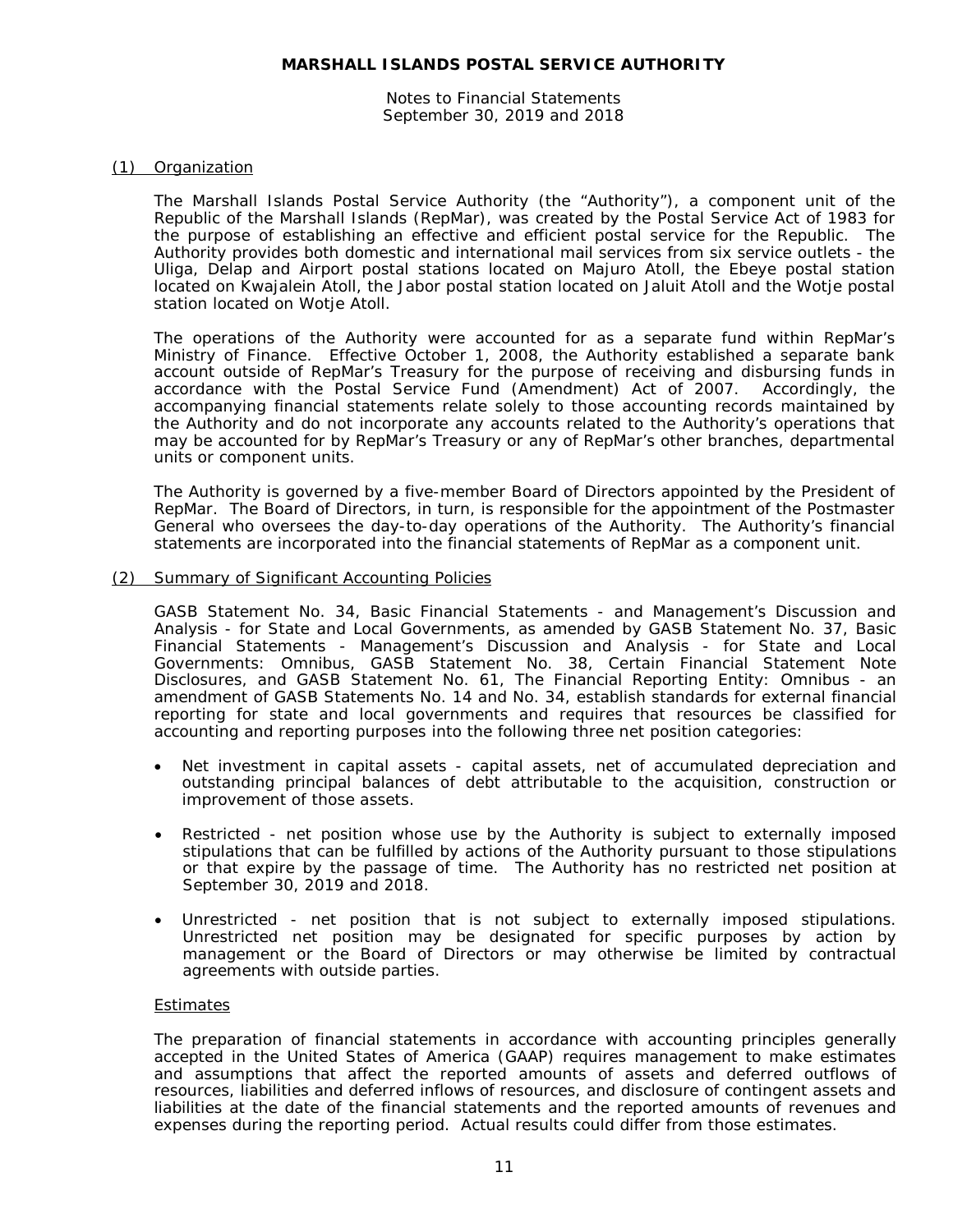# MARSHALL ISLANDS POSTAL SERVICE AUTHORITY

Notes to Financial Statements
September 30, 2019 and 2018

## (1) Organization

The Marshall Islands Postal Service Authority (the "Authority"), a component unit of the Republic of the Marshall Islands (RepMar), was created by the Postal Service Act of 1983 for the purpose of establishing an effective and efficient postal service for the Republic. The Authority provides both domestic and international mail services from six service outlets - the Uliga, Delap and Airport postal stations located on Majuro Atoll, the Ebeye postal station located on Kwajalein Atoll, the Jabor postal station located on Jaluit Atoll and the Wotje postal station located on Wotje Atoll.

The operations of the Authority were accounted for as a separate fund within RepMar's Ministry of Finance. Effective October 1, 2008, the Authority established a separate bank account outside of RepMar's Treasury for the purpose of receiving and disbursing funds in accordance with the Postal Service Fund (Amendment) Act of 2007. Accordingly, the accompanying financial statements relate solely to those accounting records maintained by the Authority and do not incorporate any accounts related to the Authority's operations that may be accounted for by RepMar's Treasury or any of RepMar's other branches, departmental units or component units.

The Authority is governed by a five-member Board of Directors appointed by the President of RepMar. The Board of Directors, in turn, is responsible for the appointment of the Postmaster General who oversees the day-to-day operations of the Authority. The Authority's financial statements are incorporated into the financial statements of RepMar as a component unit.

## (2) Summary of Significant Accounting Policies

GASB Statement No. 34, Basic Financial Statements - and Management's Discussion and Analysis - for State and Local Governments, as amended by GASB Statement No. 37, Basic Financial Statements - Management's Discussion and Analysis - for State and Local Governments: Omnibus, GASB Statement No. 38, Certain Financial Statement Note Disclosures, and GASB Statement No. 61, The Financial Reporting Entity: Omnibus - an amendment of GASB Statements No. 14 and No. 34, establish standards for external financial reporting for state and local governments and requires that resources be classified for accounting and reporting purposes into the following three net position categories:

- Net investment in capital assets - capital assets, net of accumulated depreciation and outstanding principal balances of debt attributable to the acquisition, construction or improvement of those assets.
- Restricted - net position whose use by the Authority is subject to externally imposed stipulations that can be fulfilled by actions of the Authority pursuant to those stipulations or that expire by the passage of time. The Authority has no restricted net position at September 30, 2019 and 2018.
- Unrestricted - net position that is not subject to externally imposed stipulations. Unrestricted net position may be designated for specific purposes by action by management or the Board of Directors or may otherwise be limited by contractual agreements with outside parties.

### Estimates

The preparation of financial statements in accordance with accounting principles generally accepted in the United States of America (GAAP) requires management to make estimates and assumptions that affect the reported amounts of assets and deferred outflows of resources, liabilities and deferred inflows of resources, and disclosure of contingent assets and liabilities at the date of the financial statements and the reported amounts of revenues and expenses during the reporting period. Actual results could differ from those estimates.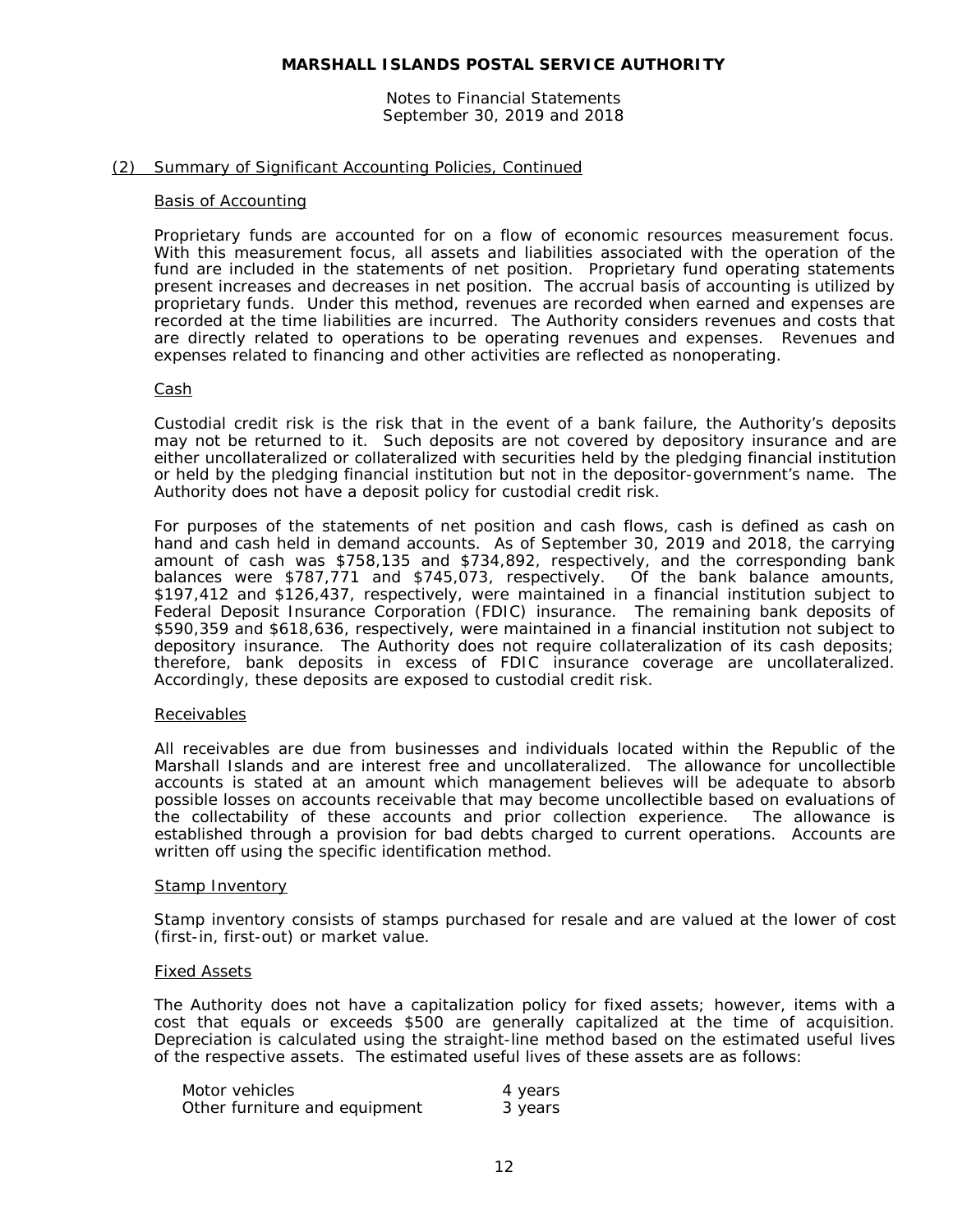# MARSHALL ISLANDS POSTAL SERVICE AUTHORITY

Notes to Financial Statements
September 30, 2019 and 2018

## (2) Summary of Significant Accounting Policies, Continued

### Basis of Accounting

Proprietary funds are accounted for on a flow of economic resources measurement focus. With this measurement focus, all assets and liabilities associated with the operation of the fund are included in the statements of net position. Proprietary fund operating statements present increases and decreases in net position. The accrual basis of accounting is utilized by proprietary funds. Under this method, revenues are recorded when earned and expenses are recorded at the time liabilities are incurred. The Authority considers revenues and costs that are directly related to operations to be operating revenues and expenses. Revenues and expenses related to financing and other activities are reflected as nonoperating.

### Cash

Custodial credit risk is the risk that in the event of a bank failure, the Authority's deposits may not be returned to it. Such deposits are not covered by depository insurance and are either uncollateralized or collateralized with securities held by the pledging financial institution or held by the pledging financial institution but not in the depositor-government's name. The Authority does not have a deposit policy for custodial credit risk.

For purposes of the statements of net position and cash flows, cash is defined as cash on hand and cash held in demand accounts. As of September 30, 2019 and 2018, the carrying amount of cash was $758,135 and $734,892, respectively, and the corresponding bank balances were $787,771 and $745,073, respectively. Of the bank balance amounts, $197,412 and $126,437, respectively, were maintained in a financial institution subject to Federal Deposit Insurance Corporation (FDIC) insurance. The remaining bank deposits of $590,359 and $618,636, respectively, were maintained in a financial institution not subject to depository insurance. The Authority does not require collateralization of its cash deposits; therefore, bank deposits in excess of FDIC insurance coverage are uncollateralized. Accordingly, these deposits are exposed to custodial credit risk.

### Receivables

All receivables are due from businesses and individuals located within the Republic of the Marshall Islands and are interest free and uncollateralized. The allowance for uncollectible accounts is stated at an amount which management believes will be adequate to absorb possible losses on accounts receivable that may become uncollectible based on evaluations of the collectability of these accounts and prior collection experience. The allowance is established through a provision for bad debts charged to current operations. Accounts are written off using the specific identification method.

### Stamp Inventory

Stamp inventory consists of stamps purchased for resale and are valued at the lower of cost (first-in, first-out) or market value.

### Fixed Assets

The Authority does not have a capitalization policy for fixed assets; however, items with a cost that equals or exceeds $500 are generally capitalized at the time of acquisition. Depreciation is calculated using the straight-line method based on the estimated useful lives of the respective assets. The estimated useful lives of these assets are as follows:

| | |
|---|---|
| Motor vehicles | 4 years |
| Other furniture and equipment | 3 years |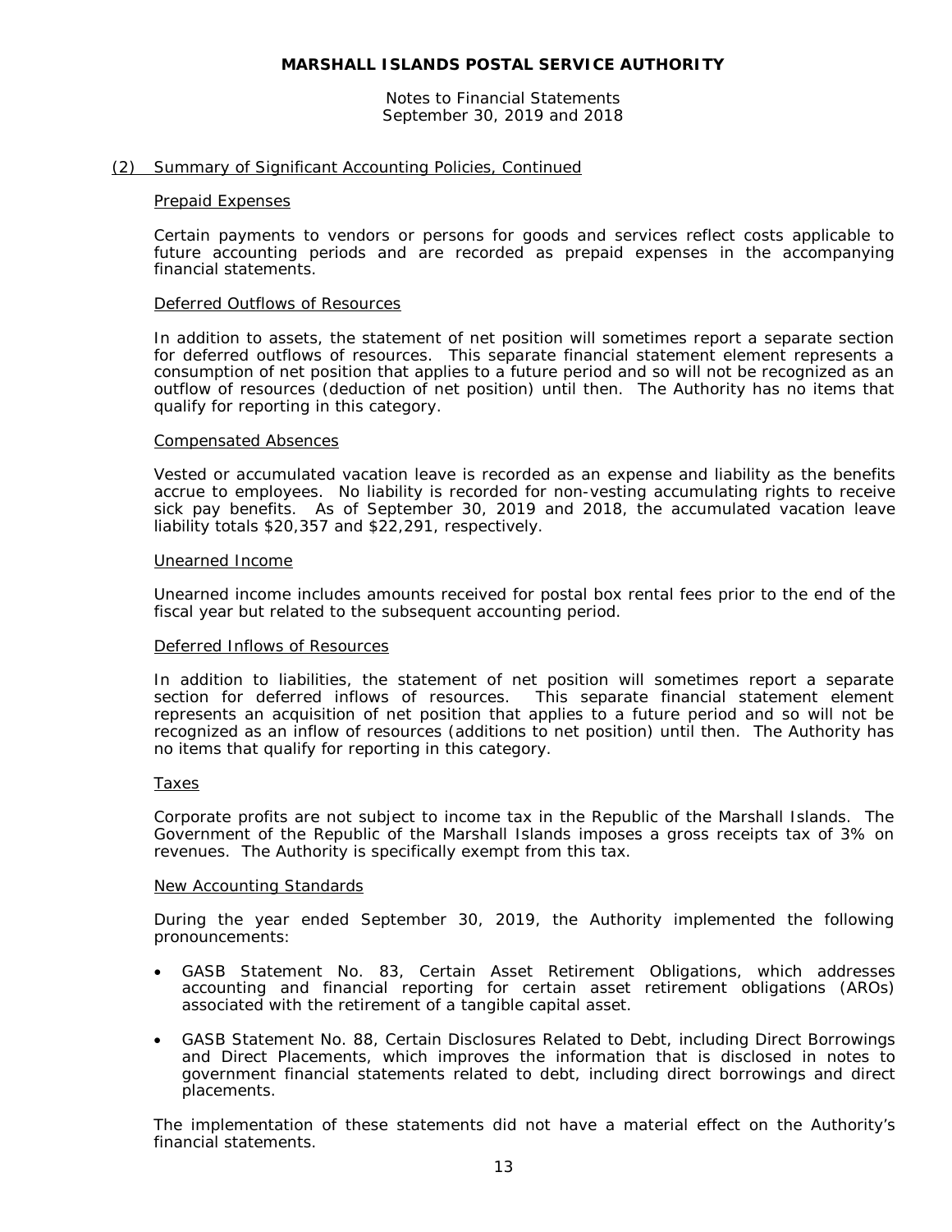## (2) Summary of Significant Accounting Policies, Continued

### Prepaid Expenses

Certain payments to vendors or persons for goods and services reflect costs applicable to future accounting periods and are recorded as prepaid expenses in the accompanying financial statements.

### Deferred Outflows of Resources

In addition to assets, the statement of net position will sometimes report a separate section for deferred outflows of resources. This separate financial statement element represents a consumption of net position that applies to a future period and so will not be recognized as an outflow of resources (deduction of net position) until then. The Authority has no items that qualify for reporting in this category.

### Compensated Absences

Vested or accumulated vacation leave is recorded as an expense and liability as the benefits accrue to employees. No liability is recorded for non-vesting accumulating rights to receive sick pay benefits. As of September 30, 2019 and 2018, the accumulated vacation leave liability totals $20,357 and $22,291, respectively.

### Unearned Income

Unearned income includes amounts received for postal box rental fees prior to the end of the fiscal year but related to the subsequent accounting period.

### Deferred Inflows of Resources

In addition to liabilities, the statement of net position will sometimes report a separate section for deferred inflows of resources. This separate financial statement element represents an acquisition of net position that applies to a future period and so will not be recognized as an inflow of resources (additions to net position) until then. The Authority has no items that qualify for reporting in this category.

### Taxes

Corporate profits are not subject to income tax in the Republic of the Marshall Islands. The Government of the Republic of the Marshall Islands imposes a gross receipts tax of 3% on revenues. The Authority is specifically exempt from this tax.

### New Accounting Standards

During the year ended September 30, 2019, the Authority implemented the following pronouncements:

- GASB Statement No. 83, Certain Asset Retirement Obligations, which addresses accounting and financial reporting for certain asset retirement obligations (AROs) associated with the retirement of a tangible capital asset.
- GASB Statement No. 88, Certain Disclosures Related to Debt, including Direct Borrowings and Direct Placements, which improves the information that is disclosed in notes to government financial statements related to debt, including direct borrowings and direct placements.

The implementation of these statements did not have a material effect on the Authority's financial statements.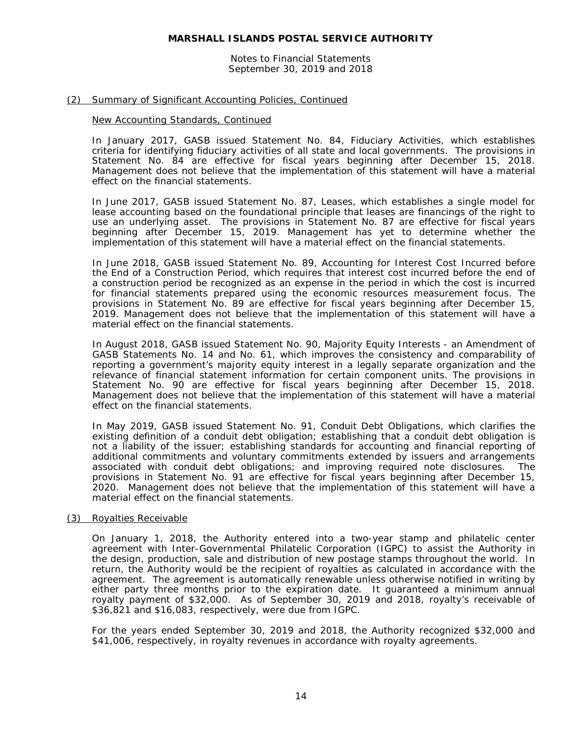**MARSHALL ISLANDS POSTAL SERVICE AUTHORITY**

Notes to Financial Statements
September 30, 2019 and 2018

## (2) Summary of Significant Accounting Policies, Continued

### New Accounting Standards, Continued

In January 2017, GASB issued Statement No. 84, Fiduciary Activities, which establishes criteria for identifying fiduciary activities of all state and local governments. The provisions in Statement No. 84 are effective for fiscal years beginning after December 15, 2018. Management does not believe that the implementation of this statement will have a material effect on the financial statements.

In June 2017, GASB issued Statement No. 87, Leases, which establishes a single model for lease accounting based on the foundational principle that leases are financings of the right to use an underlying asset. The provisions in Statement No. 87 are effective for fiscal years beginning after December 15, 2019. Management has yet to determine whether the implementation of this statement will have a material effect on the financial statements.

In June 2018, GASB issued Statement No. 89, Accounting for Interest Cost Incurred before the End of a Construction Period, which requires that interest cost incurred before the end of a construction period be recognized as an expense in the period in which the cost is incurred for financial statements prepared using the economic resources measurement focus. The provisions in Statement No. 89 are effective for fiscal years beginning after December 15, 2019. Management does not believe that the implementation of this statement will have a material effect on the financial statements.

In August 2018, GASB issued Statement No. 90, Majority Equity Interests - an Amendment of GASB Statements No. 14 and No. 61, which improves the consistency and comparability of reporting a government's majority equity interest in a legally separate organization and the relevance of financial statement information for certain component units. The provisions in Statement No. 90 are effective for fiscal years beginning after December 15, 2018. Management does not believe that the implementation of this statement will have a material effect on the financial statements.

In May 2019, GASB issued Statement No. 91, Conduit Debt Obligations, which clarifies the existing definition of a conduit debt obligation; establishing that a conduit debt obligation is not a liability of the issuer; establishing standards for accounting and financial reporting of additional commitments and voluntary commitments extended by issuers and arrangements associated with conduit debt obligations; and improving required note disclosures. The provisions in Statement No. 91 are effective for fiscal years beginning after December 15, 2020. Management does not believe that the implementation of this statement will have a material effect on the financial statements.

## (3) Royalties Receivable

On January 1, 2018, the Authority entered into a two-year stamp and philatelic center agreement with Inter-Governmental Philatelic Corporation (IGPC) to assist the Authority in the design, production, sale and distribution of new postage stamps throughout the world. In return, the Authority would be the recipient of royalties as calculated in accordance with the agreement. The agreement is automatically renewable unless otherwise notified in writing by either party three months prior to the expiration date. It guaranteed a minimum annual royalty payment of $32,000. As of September 30, 2019 and 2018, royalty's receivable of $36,821 and $16,083, respectively, were due from IGPC.

For the years ended September 30, 2019 and 2018, the Authority recognized $32,000 and $41,006, respectively, in royalty revenues in accordance with royalty agreements.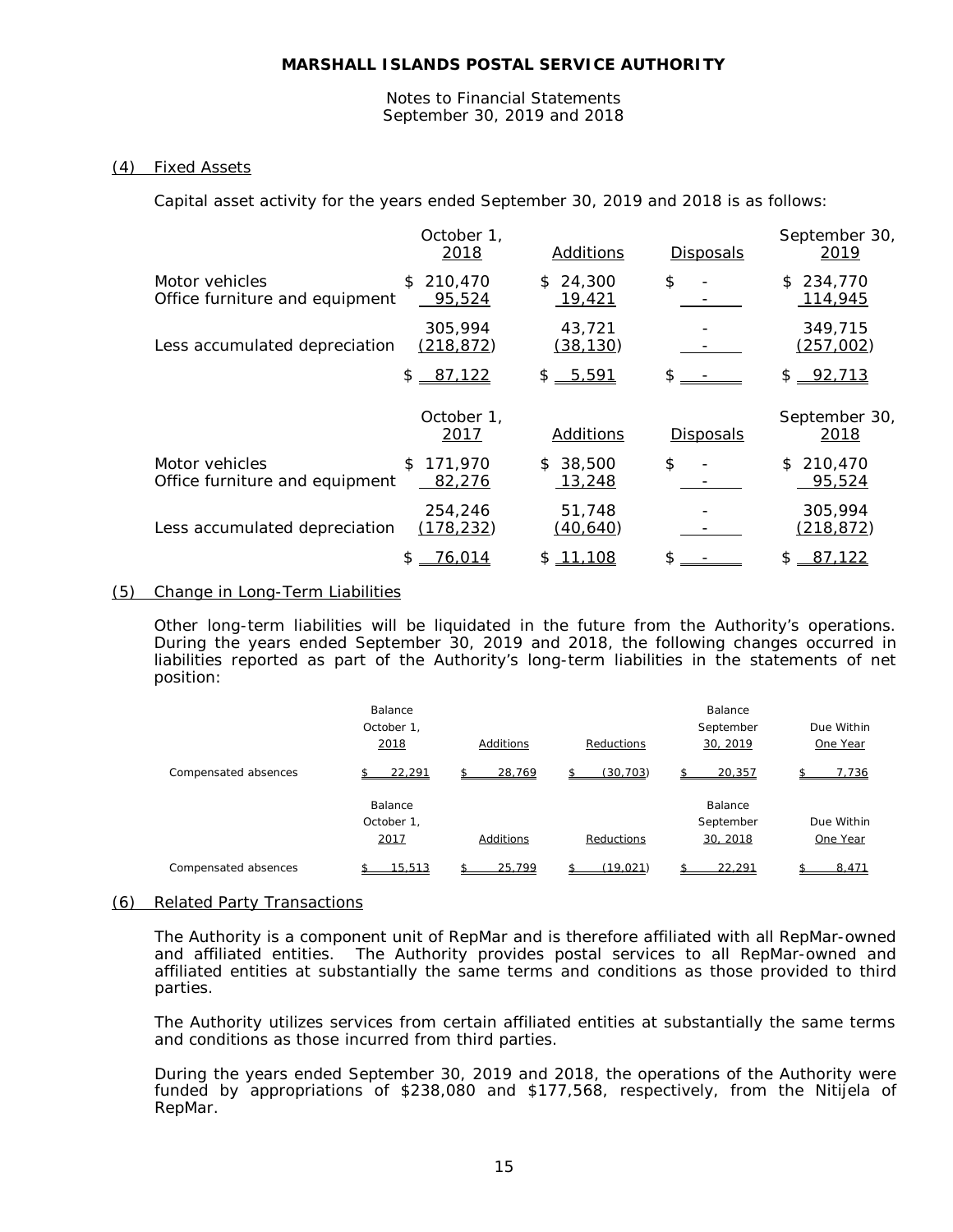MARSHALL ISLANDS POSTAL SERVICE AUTHORITY

Notes to Financial Statements
September 30, 2019 and 2018

## (4) Fixed Assets

Capital asset activity for the years ended September 30, 2019 and 2018 is as follows:

| | October 1, 2018 | Additions | Disposals | September 30, 2019 |
|---|---|---|---|---|
| Motor vehicles | $ 210,470 | $ 24,300 | $ - | $ 234,770 |
| Office furniture and equipment | 95,524 | 19,421 | - | 114,945 |
| | 305,994 | 43,721 | - | 349,715 |
| Less accumulated depreciation | (218,872) | (38,130) | - | (257,002) |
| | $ 87,122 | $ 5,591 | $ - | $ 92,713 |

| | October 1, 2017 | Additions | Disposals | September 30, 2018 |
|---|---|---|---|---|
| Motor vehicles | $ 171,970 | $ 38,500 | $ - | $ 210,470 |
| Office furniture and equipment | 82,276 | 13,248 | - | 95,524 |
| | 254,246 | 51,748 | - | 305,994 |
| Less accumulated depreciation | (178,232) | (40,640) | - | (218,872) |
| | $ 76,014 | $ 11,108 | $ - | $ 87,122 |

## (5) Change in Long-Term Liabilities

Other long-term liabilities will be liquidated in the future from the Authority's operations. During the years ended September 30, 2019 and 2018, the following changes occurred in liabilities reported as part of the Authority's long-term liabilities in the statements of net position:

| | Balance October 1, 2018 | Additions | Reductions | Balance September 30, 2019 | Due Within One Year |
|---|---|---|---|---|---|
| Compensated absences | $ 22,291 | $ 28,769 | $ (30,703) | $ 20,357 | $ 7,736 |

| | Balance October 1, 2017 | Additions | Reductions | Balance September 30, 2018 | Due Within One Year |
|---|---|---|---|---|---|
| Compensated absences | $ 15,513 | $ 25,799 | $ (19,021) | $ 22,291 | $ 8,471 |

## (6) Related Party Transactions

The Authority is a component unit of RepMar and is therefore affiliated with all RepMar-owned and affiliated entities. The Authority provides postal services to all RepMar-owned and affiliated entities at substantially the same terms and conditions as those provided to third parties.

The Authority utilizes services from certain affiliated entities at substantially the same terms and conditions as those incurred from third parties.

During the years ended September 30, 2019 and 2018, the operations of the Authority were funded by appropriations of $238,080 and $177,568, respectively, from the Nitijela of RepMar.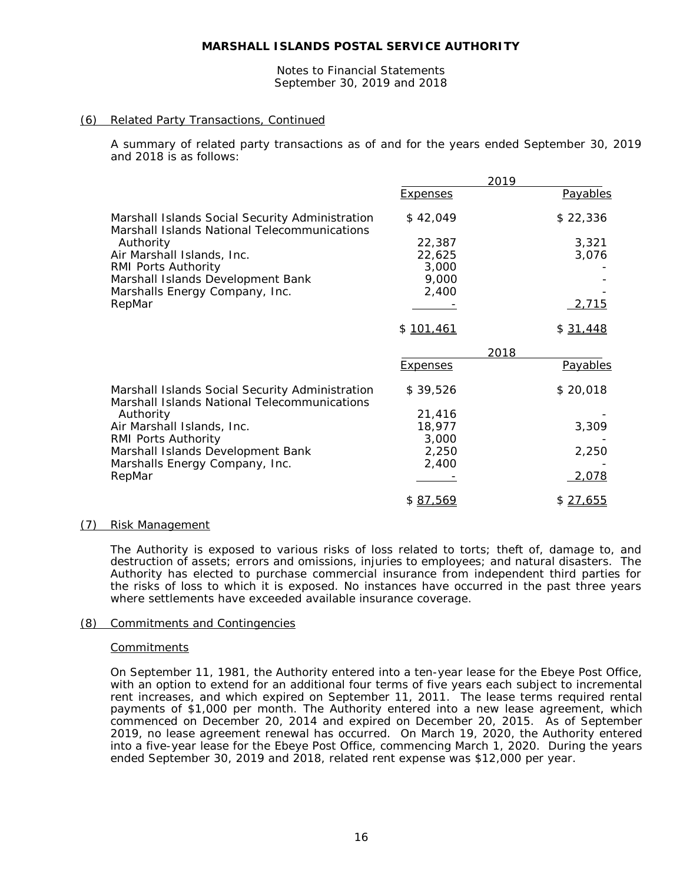# MARSHALL ISLANDS POSTAL SERVICE AUTHORITY

Notes to Financial Statements
September 30, 2019 and 2018

## (6) Related Party Transactions, Continued

A summary of related party transactions as of and for the years ended September 30, 2019 and 2018 is as follows:

| | 2019 | |
|---|---|---|
| | Expenses | Payables |
| Marshall Islands Social Security Administration | $ 42,049 | $ 22,336 |
| Marshall Islands National Telecommunications Authority | 22,387 | 3,321 |
| Air Marshall Islands, Inc. | 22,625 | 3,076 |
| RMI Ports Authority | 3,000 | - |
| Marshall Islands Development Bank | 9,000 | - |
| Marshalls Energy Company, Inc. | 2,400 | - |
| RepMar | - | 2,715 |
| | $ 101,461 | $ 31,448 |

| | 2018 | |
|---|---|---|
| | Expenses | Payables |
| Marshall Islands Social Security Administration | $ 39,526 | $ 20,018 |
| Marshall Islands National Telecommunications Authority | 21,416 | - |
| Air Marshall Islands, Inc. | 18,977 | 3,309 |
| RMI Ports Authority | 3,000 | - |
| Marshall Islands Development Bank | 2,250 | 2,250 |
| Marshalls Energy Company, Inc. | 2,400 | - |
| RepMar | - | 2,078 |
| | $ 87,569 | $ 27,655 |

## (7) Risk Management

The Authority is exposed to various risks of loss related to torts; theft of, damage to, and destruction of assets; errors and omissions, injuries to employees; and natural disasters. The Authority has elected to purchase commercial insurance from independent third parties for the risks of loss to which it is exposed. No instances have occurred in the past three years where settlements have exceeded available insurance coverage.

## (8) Commitments and Contingencies

### Commitments

On September 11, 1981, the Authority entered into a ten-year lease for the Ebeye Post Office, with an option to extend for an additional four terms of five years each subject to incremental rent increases, and which expired on September 11, 2011. The lease terms required rental payments of $1,000 per month. The Authority entered into a new lease agreement, which commenced on December 20, 2014 and expired on December 20, 2015. As of September 2019, no lease agreement renewal has occurred. On March 19, 2020, the Authority entered into a five-year lease for the Ebeye Post Office, commencing March 1, 2020. During the years ended September 30, 2019 and 2018, related rent expense was $12,000 per year.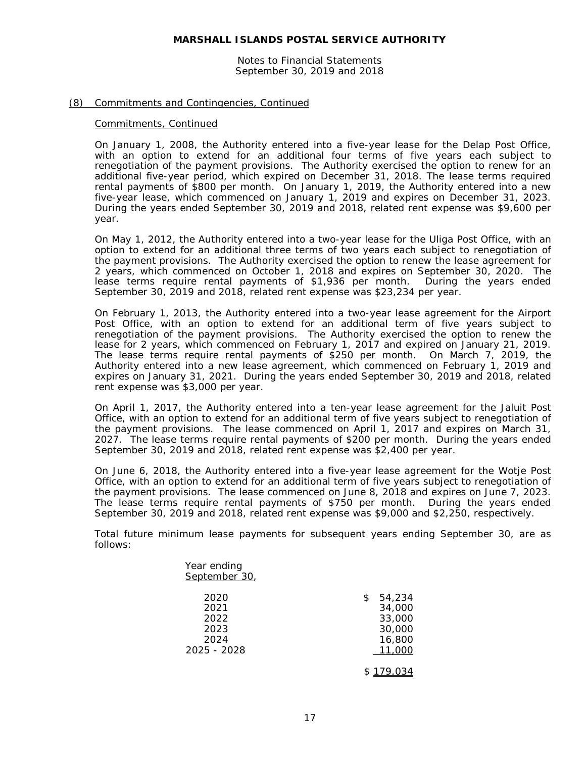**MARSHALL ISLANDS POSTAL SERVICE AUTHORITY**

Notes to Financial Statements
September 30, 2019 and 2018

## (8) Commitments and Contingencies, Continued

### Commitments, Continued

On January 1, 2008, the Authority entered into a five-year lease for the Delap Post Office, with an option to extend for an additional four terms of five years each subject to renegotiation of the payment provisions. The Authority exercised the option to renew for an additional five-year period, which expired on December 31, 2018. The lease terms required rental payments of $800 per month. On January 1, 2019, the Authority entered into a new five-year lease, which commenced on January 1, 2019 and expires on December 31, 2023. During the years ended September 30, 2019 and 2018, related rent expense was $9,600 per year.

On May 1, 2012, the Authority entered into a two-year lease for the Uliga Post Office, with an option to extend for an additional three terms of two years each subject to renegotiation of the payment provisions. The Authority exercised the option to renew the lease agreement for 2 years, which commenced on October 1, 2018 and expires on September 30, 2020. The lease terms require rental payments of $1,936 per month. During the years ended September 30, 2019 and 2018, related rent expense was $23,234 per year.

On February 1, 2013, the Authority entered into a two-year lease agreement for the Airport Post Office, with an option to extend for an additional term of five years subject to renegotiation of the payment provisions. The Authority exercised the option to renew the lease for 2 years, which commenced on February 1, 2017 and expired on January 21, 2019. The lease terms require rental payments of $250 per month. On March 7, 2019, the Authority entered into a new lease agreement, which commenced on February 1, 2019 and expires on January 31, 2021. During the years ended September 30, 2019 and 2018, related rent expense was $3,000 per year.

On April 1, 2017, the Authority entered into a ten-year lease agreement for the Jaluit Post Office, with an option to extend for an additional term of five years subject to renegotiation of the payment provisions. The lease commenced on April 1, 2017 and expires on March 31, 2027. The lease terms require rental payments of $200 per month. During the years ended September 30, 2019 and 2018, related rent expense was $2,400 per year.

On June 6, 2018, the Authority entered into a five-year lease agreement for the Wotje Post Office, with an option to extend for an additional term of five years subject to renegotiation of the payment provisions. The lease commenced on June 8, 2018 and expires on June 7, 2023. The lease terms require rental payments of $750 per month. During the years ended September 30, 2019 and 2018, related rent expense was $9,000 and $2,250, respectively.

Total future minimum lease payments for subsequent years ending September 30, are as follows:

| Year ending September 30, | |
|---|---|
| 2020 | $ 54,234 |
| 2021 | 34,000 |
| 2022 | 33,000 |
| 2023 | 30,000 |
| 2024 | 16,800 |
| 2025 - 2028 | 11,000 |
| | $ 179,034 |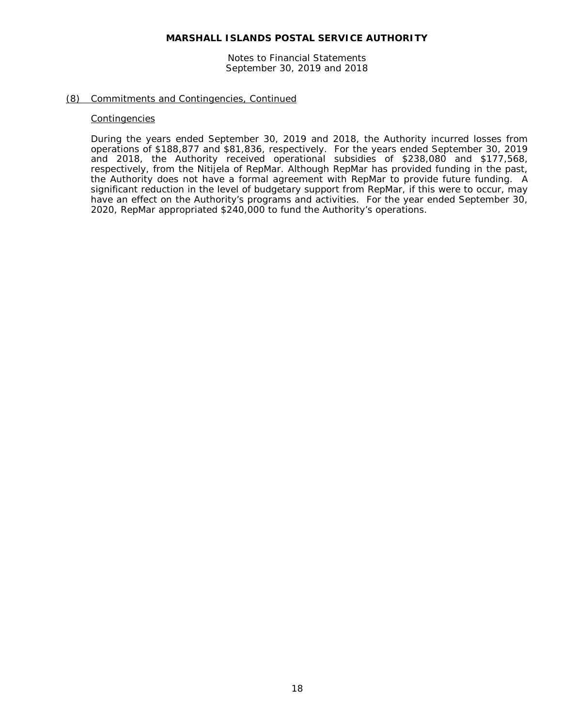## (8) Commitments and Contingencies, Continued

### Contingencies

During the years ended September 30, 2019 and 2018, the Authority incurred losses from operations of $188,877 and $81,836, respectively. For the years ended September 30, 2019 and 2018, the Authority received operational subsidies of $238,080 and $177,568, respectively, from the Nitijela of RepMar. Although RepMar has provided funding in the past, the Authority does not have a formal agreement with RepMar to provide future funding. A significant reduction in the level of budgetary support from RepMar, if this were to occur, may have an effect on the Authority's programs and activities. For the year ended September 30, 2020, RepMar appropriated $240,000 to fund the Authority's operations.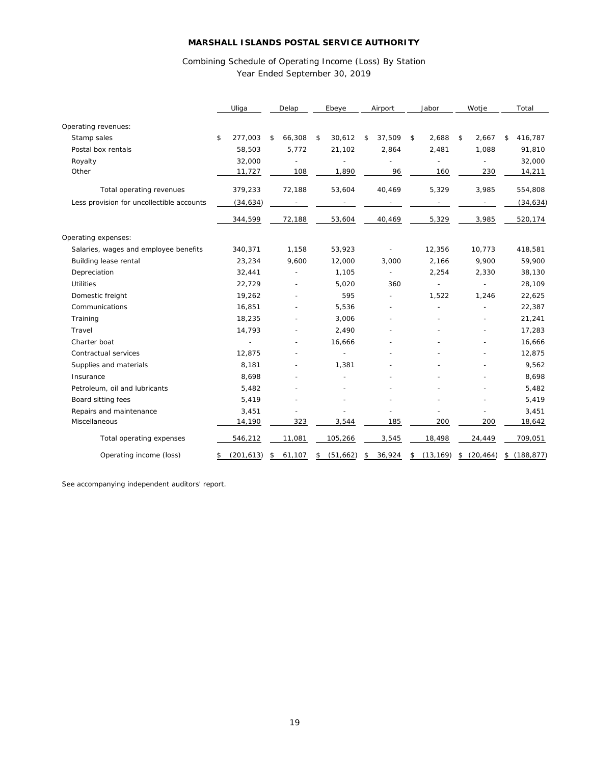**MARSHALL ISLANDS POSTAL SERVICE AUTHORITY**

Combining Schedule of Operating Income (Loss) By Station
Year Ended September 30, 2019

| | Uliga | Delap | Ebeye | Airport | Jabor | Wotje | Total |
|---|---|---|---|---|---|---|---|
| Operating revenues: | | | | | | | |
| Stamp sales | $ 277,003 | $ 66,308 | $ 30,612 | $ 37,509 | $ 2,688 | $ 2,667 | $ 416,787 |
| Postal box rentals | 58,503 | 5,772 | 21,102 | 2,864 | 2,481 | 1,088 | 91,810 |
| Royalty | 32,000 | - | - | - | - | - | 32,000 |
| Other | 11,727 | 108 | 1,890 | 96 | 160 | 230 | 14,211 |
| Total operating revenues | 379,233 | 72,188 | 53,604 | 40,469 | 5,329 | 3,985 | 554,808 |
| Less provision for uncollectible accounts | (34,634) | - | - | - | - | - | (34,634) |
| | 344,599 | 72,188 | 53,604 | 40,469 | 5,329 | 3,985 | 520,174 |
| Operating expenses: | | | | | | | |
| Salaries, wages and employee benefits | 340,371 | 1,158 | 53,923 | - | 12,356 | 10,773 | 418,581 |
| Building lease rental | 23,234 | 9,600 | 12,000 | 3,000 | 2,166 | 9,900 | 59,900 |
| Depreciation | 32,441 | - | 1,105 | - | 2,254 | 2,330 | 38,130 |
| Utilities | 22,729 | - | 5,020 | 360 | - | - | 28,109 |
| Domestic freight | 19,262 | - | 595 | - | 1,522 | 1,246 | 22,625 |
| Communications | 16,851 | - | 5,536 | - | - | - | 22,387 |
| Training | 18,235 | - | 3,006 | - | - | - | 21,241 |
| Travel | 14,793 | - | 2,490 | - | - | - | 17,283 |
| Charter boat | - | - | 16,666 | - | - | - | 16,666 |
| Contractual services | 12,875 | - | - | - | - | - | 12,875 |
| Supplies and materials | 8,181 | - | 1,381 | - | - | - | 9,562 |
| Insurance | 8,698 | - | - | - | - | - | 8,698 |
| Petroleum, oil and lubricants | 5,482 | - | - | - | - | - | 5,482 |
| Board sitting fees | 5,419 | - | - | - | - | - | 5,419 |
| Repairs and maintenance | 3,451 | - | - | - | - | - | 3,451 |
| Miscellaneous | 14,190 | 323 | 3,544 | 185 | 200 | 200 | 18,642 |
| Total operating expenses | 546,212 | 11,081 | 105,266 | 3,545 | 18,498 | 24,449 | 709,051 |
| Operating income (loss) | $ (201,613) | $ 61,107 | $ (51,662) | $ 36,924 | $ (13,169) | $ (20,464) | $ (188,877) |

See accompanying independent auditors' report.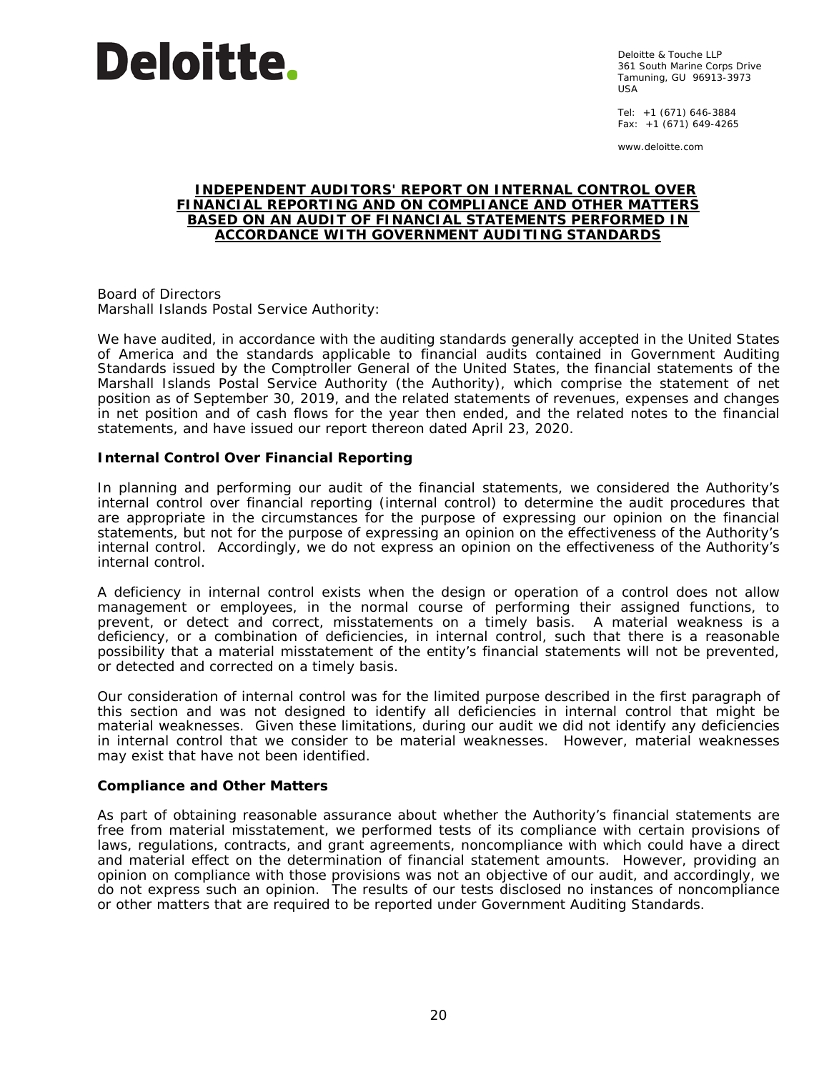**Deloitte.**

Deloitte & Touche LLP
361 South Marine Corps Drive
Tamuning, GU 96913-3973
USA

Tel: +1 (671) 646-3884
Fax: +1 (671) 649-4265

www.deloitte.com

# INDEPENDENT AUDITORS' REPORT ON INTERNAL CONTROL OVER FINANCIAL REPORTING AND ON COMPLIANCE AND OTHER MATTERS BASED ON AN AUDIT OF FINANCIAL STATEMENTS PERFORMED IN ACCORDANCE WITH GOVERNMENT AUDITING STANDARDS

Board of Directors
Marshall Islands Postal Service Authority:

We have audited, in accordance with the auditing standards generally accepted in the United States of America and the standards applicable to financial audits contained in Government Auditing Standards issued by the Comptroller General of the United States, the financial statements of the Marshall Islands Postal Service Authority (the Authority), which comprise the statement of net position as of September 30, 2019, and the related statements of revenues, expenses and changes in net position and of cash flows for the year then ended, and the related notes to the financial statements, and have issued our report thereon dated April 23, 2020.

## Internal Control Over Financial Reporting

In planning and performing our audit of the financial statements, we considered the Authority's internal control over financial reporting (internal control) to determine the audit procedures that are appropriate in the circumstances for the purpose of expressing our opinion on the financial statements, but not for the purpose of expressing an opinion on the effectiveness of the Authority's internal control. Accordingly, we do not express an opinion on the effectiveness of the Authority's internal control.

A deficiency in internal control exists when the design or operation of a control does not allow management or employees, in the normal course of performing their assigned functions, to prevent, or detect and correct, misstatements on a timely basis. A material weakness is a deficiency, or a combination of deficiencies, in internal control, such that there is a reasonable possibility that a material misstatement of the entity's financial statements will not be prevented, or detected and corrected on a timely basis.

Our consideration of internal control was for the limited purpose described in the first paragraph of this section and was not designed to identify all deficiencies in internal control that might be material weaknesses. Given these limitations, during our audit we did not identify any deficiencies in internal control that we consider to be material weaknesses. However, material weaknesses may exist that have not been identified.

## Compliance and Other Matters

As part of obtaining reasonable assurance about whether the Authority's financial statements are free from material misstatement, we performed tests of its compliance with certain provisions of laws, regulations, contracts, and grant agreements, noncompliance with which could have a direct and material effect on the determination of financial statement amounts. However, providing an opinion on compliance with those provisions was not an objective of our audit, and accordingly, we do not express such an opinion. The results of our tests disclosed no instances of noncompliance or other matters that are required to be reported under Government Auditing Standards.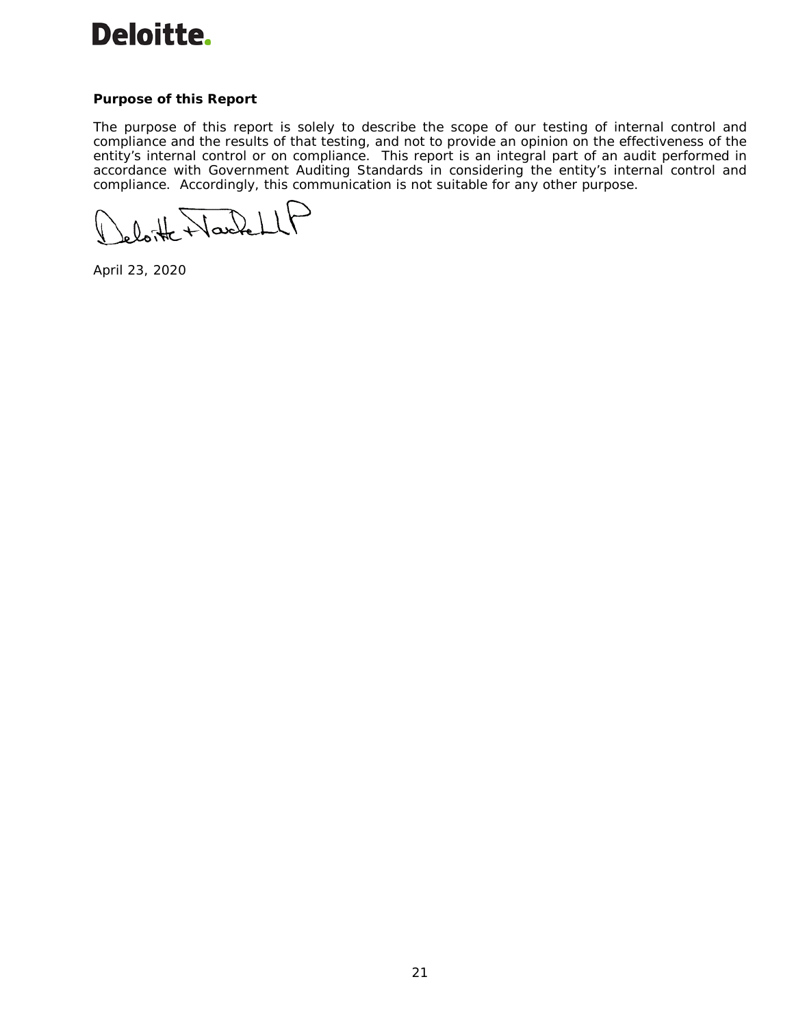**Deloitte.**

**Purpose of this Report**

The purpose of this report is solely to describe the scope of our testing of internal control and compliance and the results of that testing, and not to provide an opinion on the effectiveness of the entity's internal control or on compliance. This report is an integral part of an audit performed in accordance with Government Auditing Standards in considering the entity's internal control and compliance. Accordingly, this communication is not suitable for any other purpose.

Deloitte & Touche LLP

April 23, 2020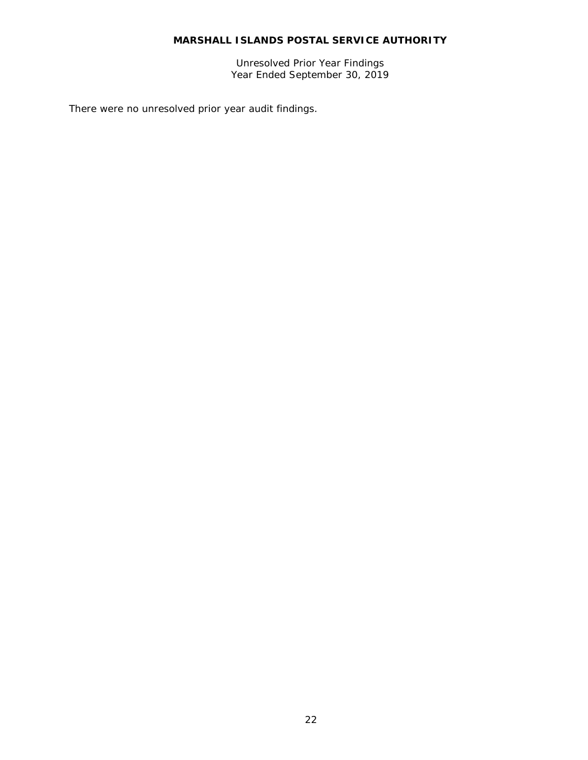# MARSHALL ISLANDS POSTAL SERVICE AUTHORITY

Unresolved Prior Year Findings
Year Ended September 30, 2019

There were no unresolved prior year audit findings.